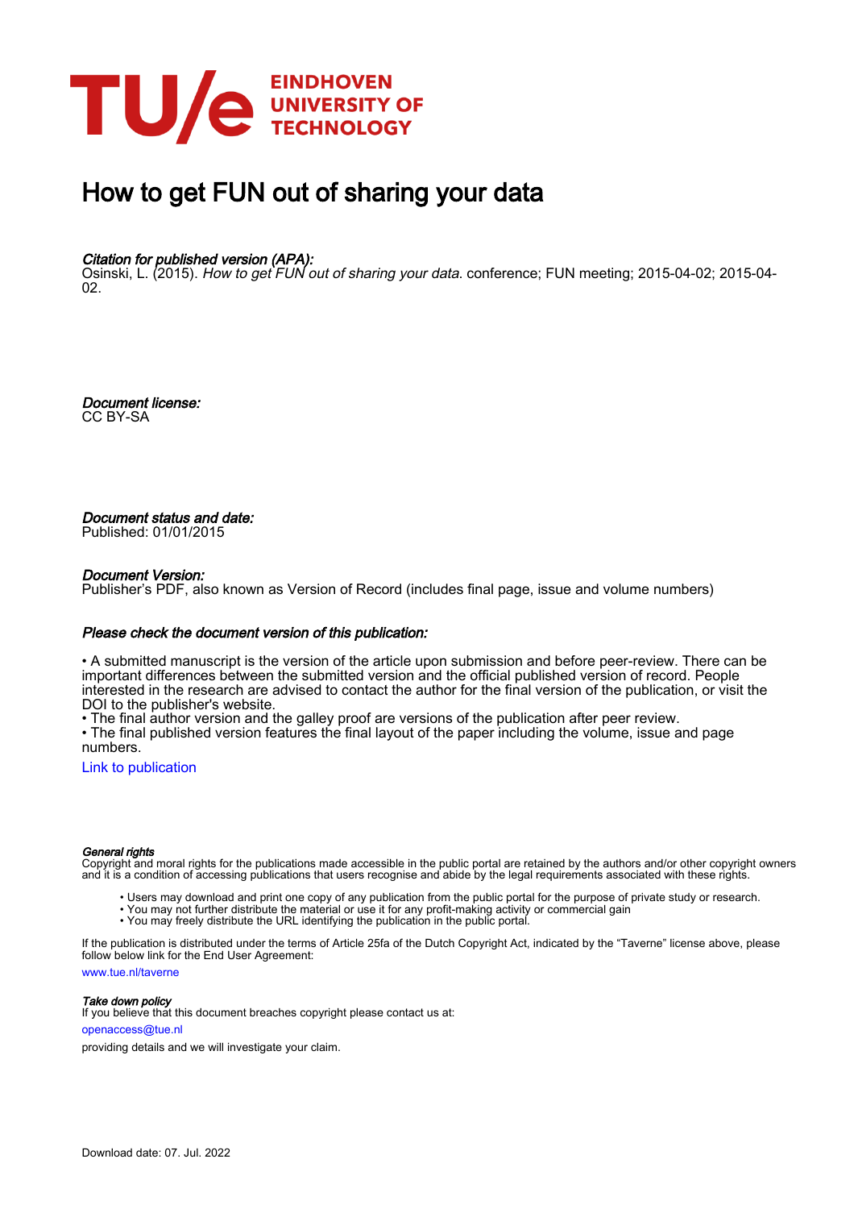EINDHOVEN
UNIVERSITY OF
TECHNOLOGY

# How to get FUN out of sharing your data

*Citation for published version (APA):*
Osinski, L. (2015). *How to get FUN out of sharing your data*. conference; FUN meeting; 2015-04-02; 2015-04-02.

*Document license:*
CC BY-SA

*Document status and date:*
Published: 01/01/2015

*Document Version:*
Publisher's PDF, also known as Version of Record (includes final page, issue and volume numbers)

*Please check the document version of this publication:*

• A submitted manuscript is the version of the article upon submission and before peer-review. There can be important differences between the submitted version and the official published version of record. People interested in the research are advised to contact the author for the final version of the publication, or visit the DOI to the publisher's website.
• The final author version and the galley proof are versions of the publication after peer review.
• The final published version features the final layout of the paper including the volume, issue and page numbers.

Link to publication

*General rights*
Copyright and moral rights for the publications made accessible in the public portal are retained by the authors and/or other copyright owners and it is a condition of accessing publications that users recognise and abide by the legal requirements associated with these rights.

• Users may download and print one copy of any publication from the public portal for the purpose of private study or research.
• You may not further distribute the material or use it for any profit-making activity or commercial gain
• You may freely distribute the URL identifying the publication in the public portal.

If the publication is distributed under the terms of Article 25fa of the Dutch Copyright Act, indicated by the "Taverne" license above, please follow below link for the End User Agreement:

www.tue.nl/taverne

*Take down policy*
If you believe that this document breaches copyright please contact us at:

openaccess@tue.nl

providing details and we will investigate your claim.

Download date: 07. Jul. 2022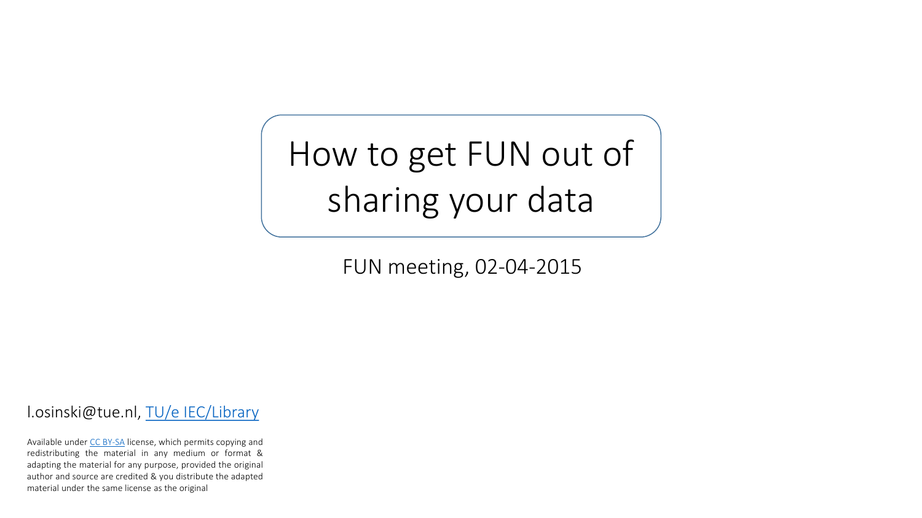# How to get FUN out of sharing your data

FUN meeting, 02-04-2015

l.osinski@tue.nl, TU/e IEC/Library

Available under CC BY-SA license, which permits copying and redistributing the material in any medium or format & adapting the material for any purpose, provided the original author and source are credited & you distribute the adapted material under the same license as the original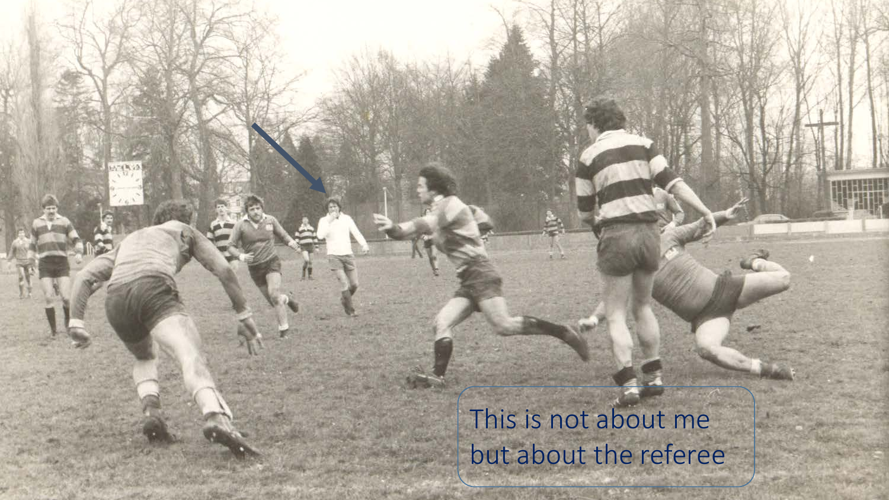This is not about me but about the referee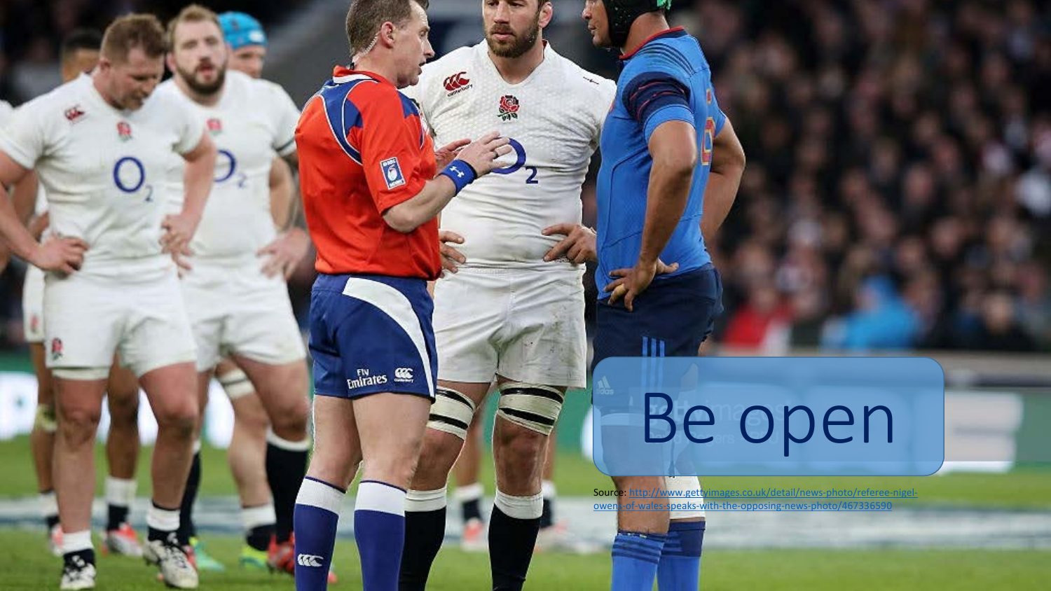# Be open

Source: http://www.gettyimages.co.uk/detail/news-photo/referee-nigel-owens-of-wales-speaks-with-the-opposing-news-photo/467336590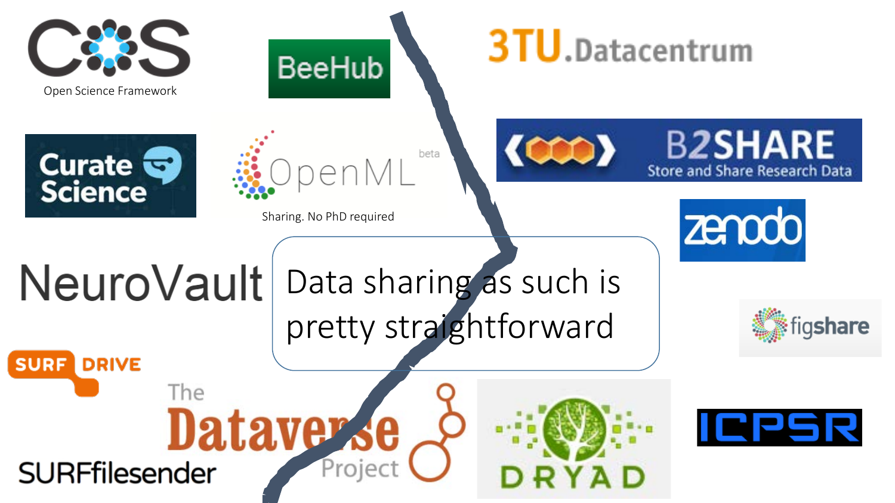Open Science Framework

BeeHub

3TU.Datacentrum

Curate Science

OpenML beta

Sharing. No PhD required

B2SHARE

Store and Share Research Data

zenodo

NeuroVault

Data sharing as such is pretty straightforward

figshare

SURF DRIVE

The Dataverse Project

DRYAD

ICPSR

SURFfilesender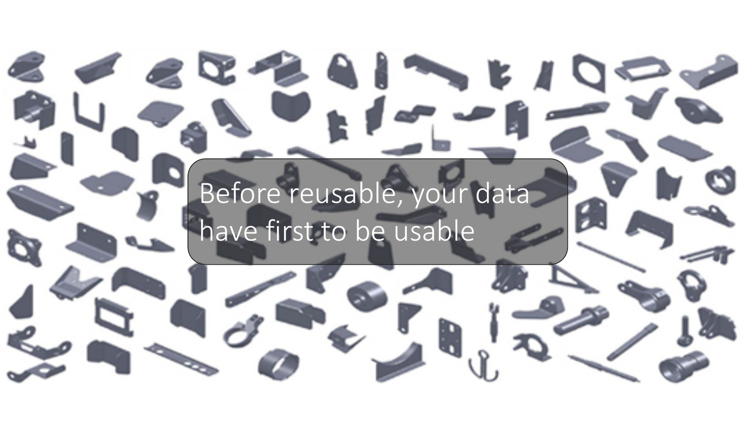Before reusable, your data have first to be usable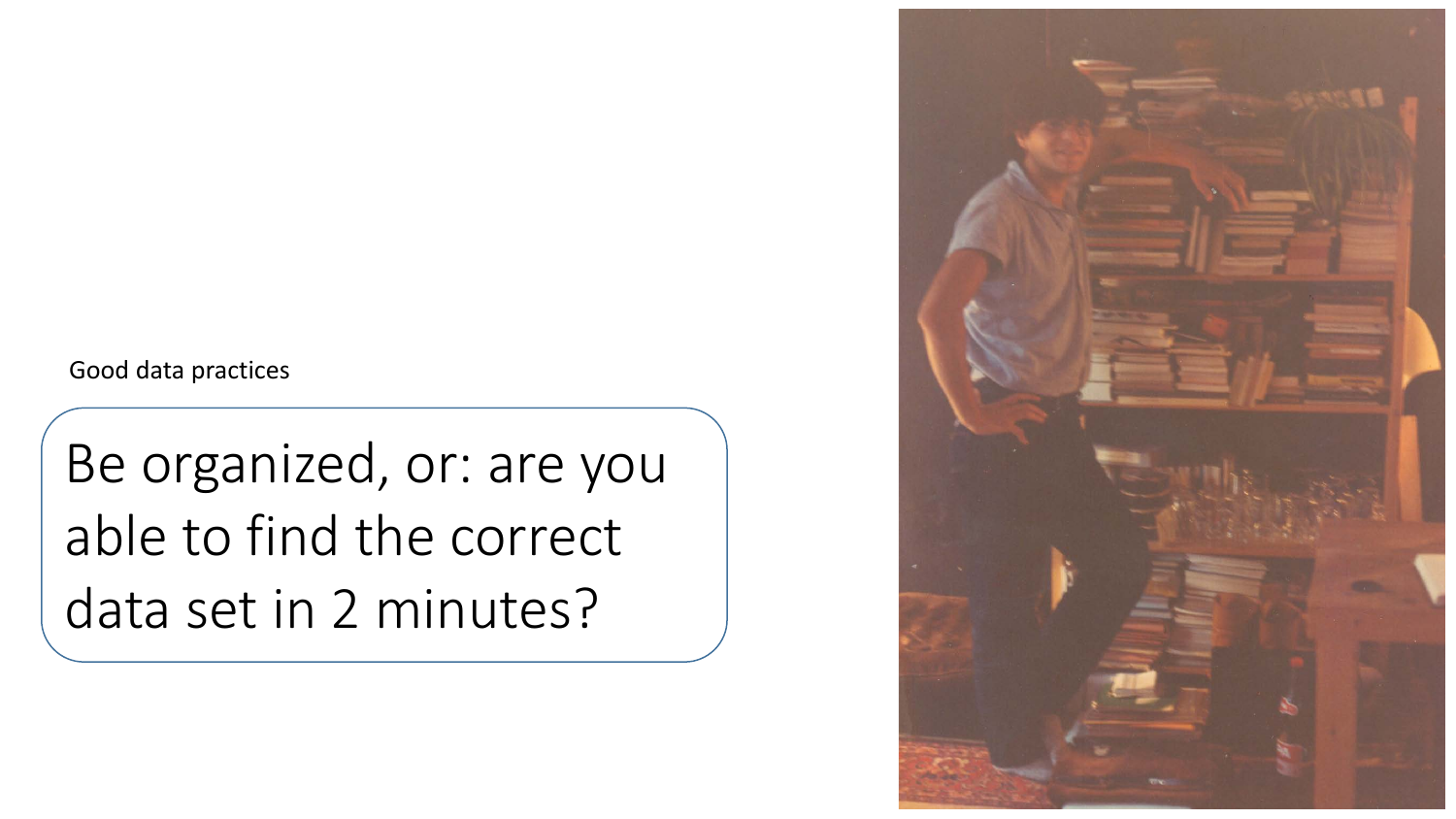Good data practices

## Be organized, or: are you able to find the correct data set in 2 minutes?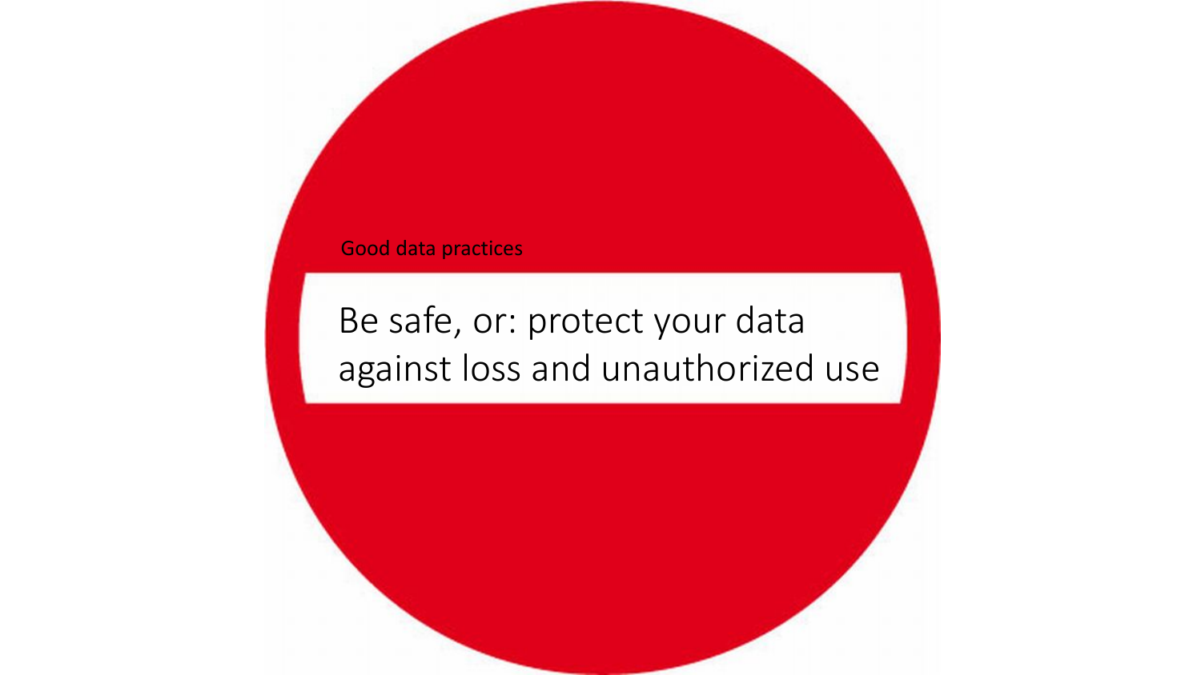Good data practices

# Be safe, or: protect your data against loss and unauthorized use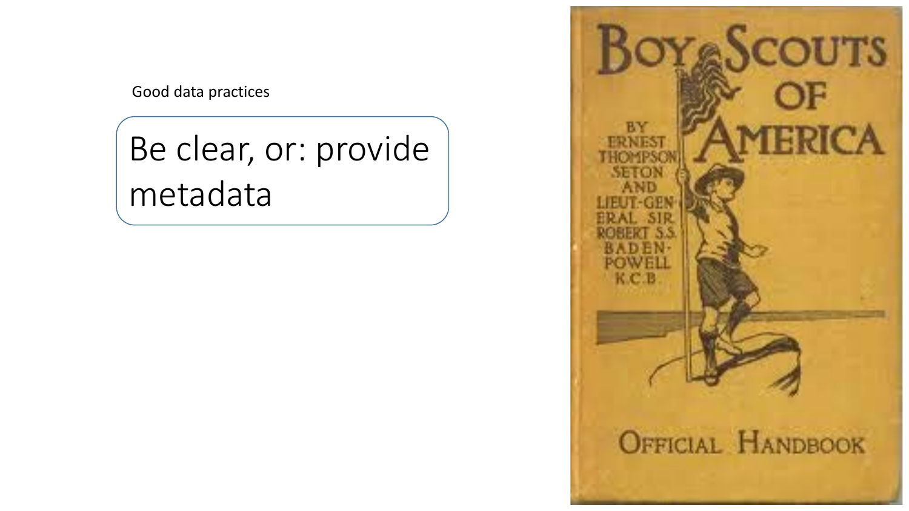Good data practices

## Be clear, or: provide metadata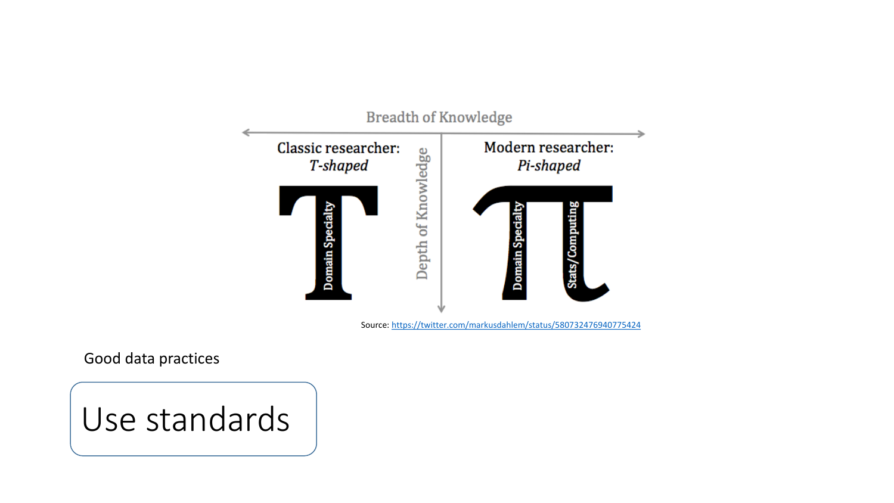Breadth of Knowledge

Classic researcher: *T-shaped*

Domain Specialty

Depth of Knowledge

Modern researcher: *Pi-shaped*

Domain Specialty

Stats/Computing

Source: https://twitter.com/markusdahlem/status/580732476940775424

Good data practices

# Use standards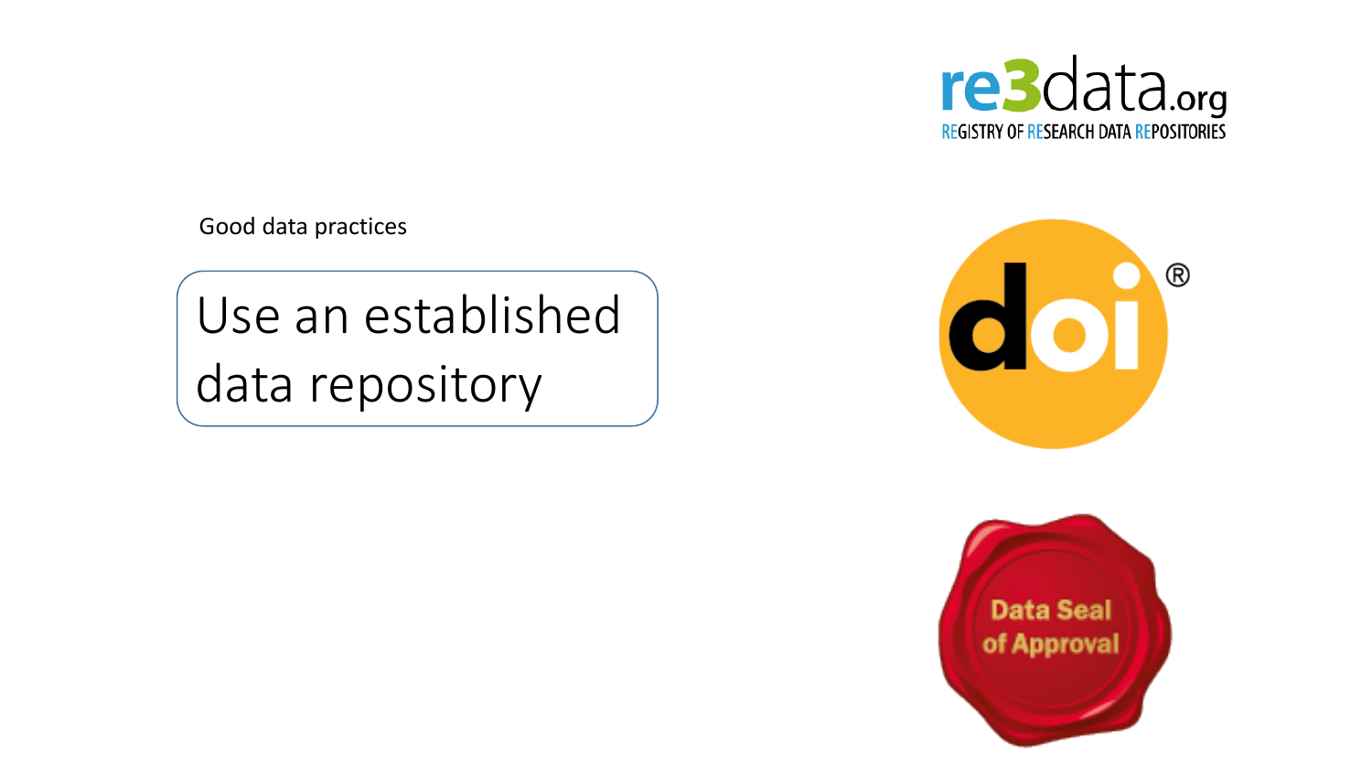Good data practices

# Use an established data repository

re3data.org
REGISTRY OF RESEARCH DATA REPOSITORIES

doi®

Data Seal of Approval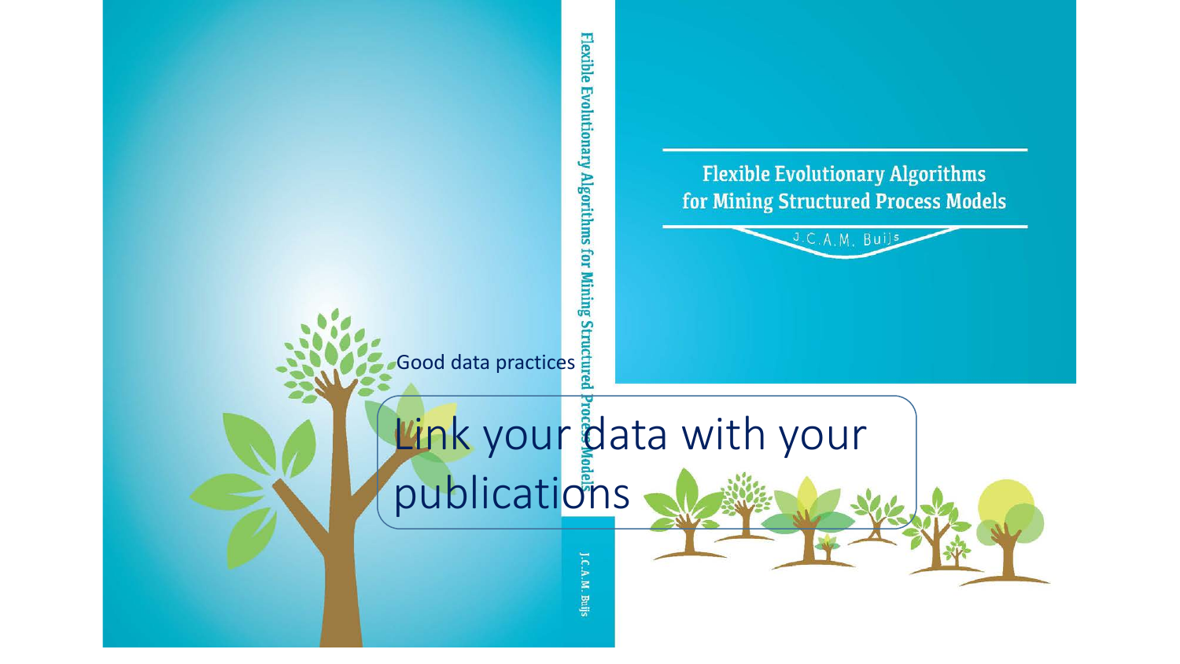Good data practices

# Link your data with your publications

Flexible Evolutionary Algorithms for Mining Structured Process Models

J.C.A.M. Buijs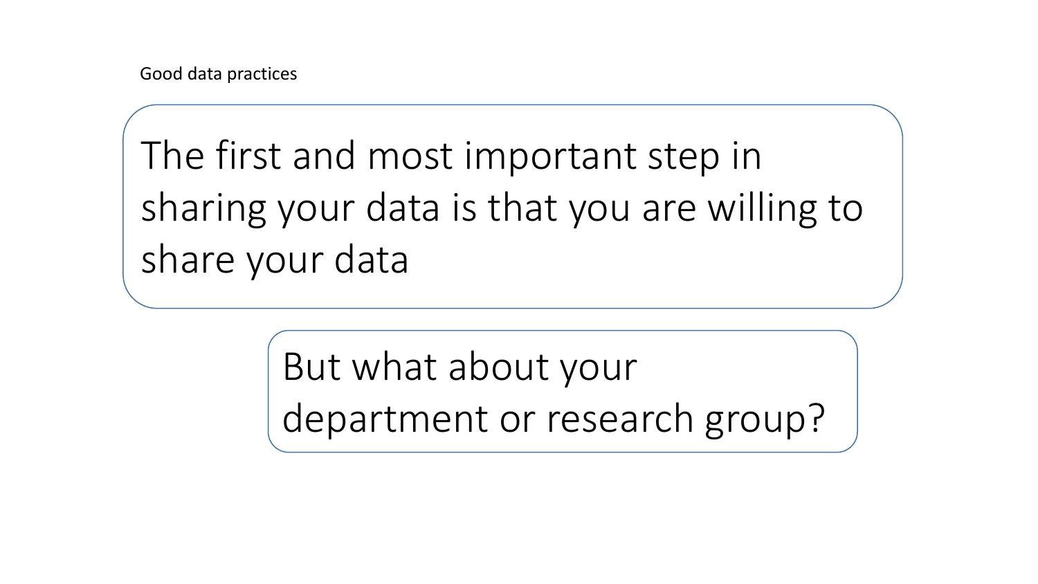Good data practices

The first and most important step in sharing your data is that you are willing to share your data

But what about your department or research group?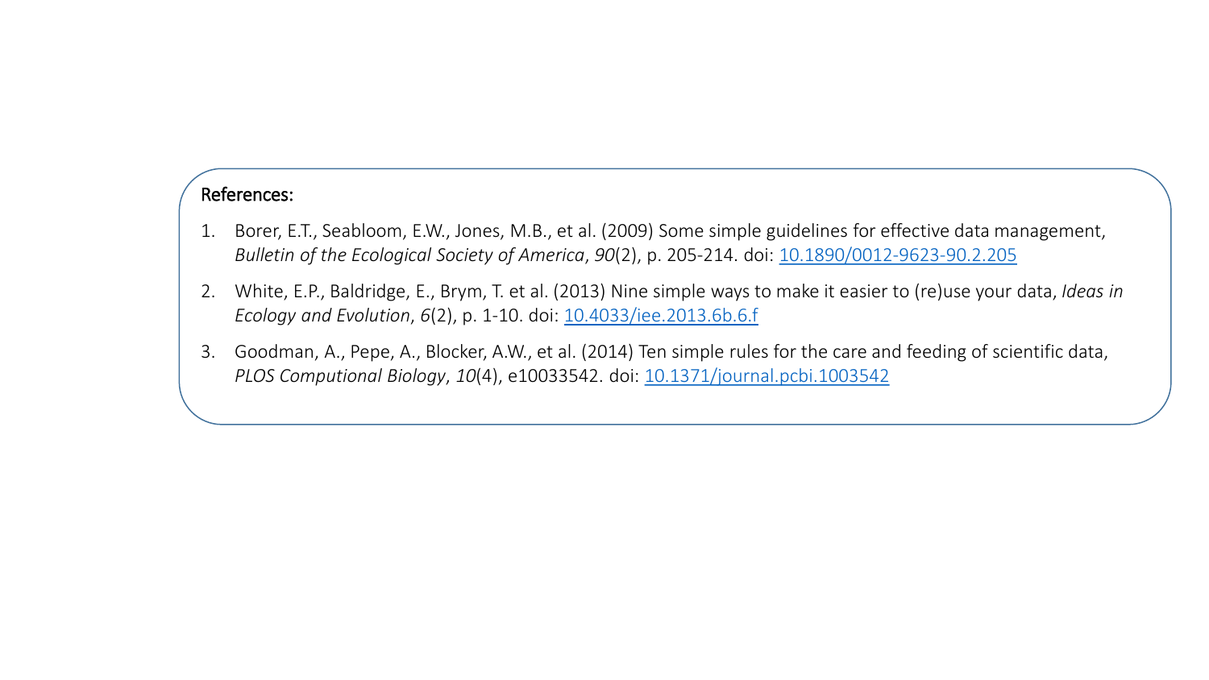References:

1. Borer, E.T., Seabloom, E.W., Jones, M.B., et al. (2009) Some simple guidelines for effective data management, *Bulletin of the Ecological Society of America*, *90*(2), p. 205-214. doi: [10.1890/0012-9623-90.2.205](https://doi.org/10.1890/0012-9623-90.2.205)
2. White, E.P., Baldridge, E., Brym, T. et al. (2013) Nine simple ways to make it easier to (re)use your data, *Ideas in Ecology and Evolution*, *6*(2), p. 1-10. doi: [10.4033/iee.2013.6b.6.f](https://doi.org/10.4033/iee.2013.6b.6.f)
3. Goodman, A., Pepe, A., Blocker, A.W., et al. (2014) Ten simple rules for the care and feeding of scientific data, *PLOS Computional Biology*, *10*(4), e10033542. doi: [10.1371/journal.pcbi.1003542](https://doi.org/10.1371/journal.pcbi.1003542)